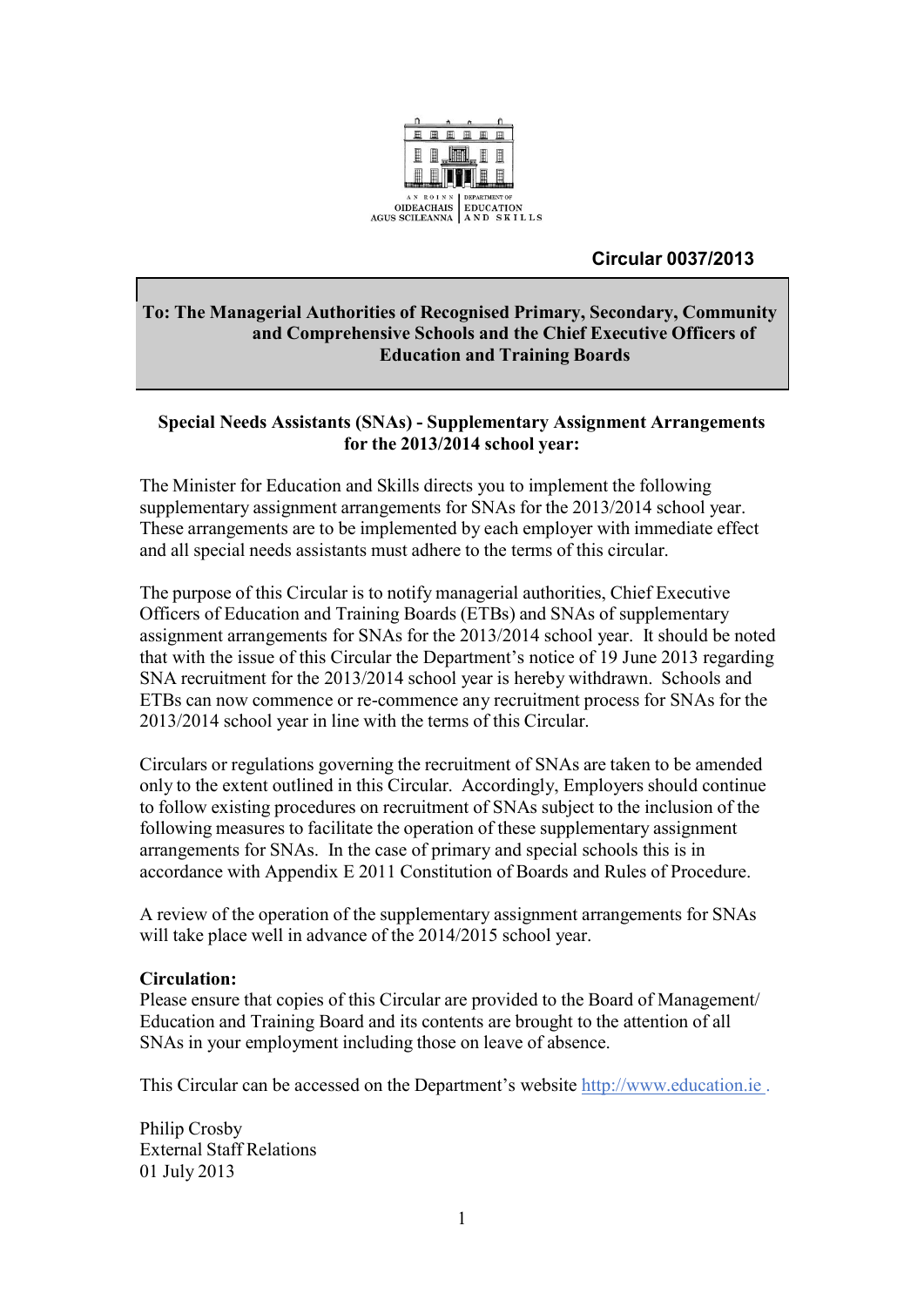AN ROINN OIDEACHAIS AGUS SCILEANNA | DEPARTMENT OF EDUCATION AND SKILLS

**Circular 0037/2013**

**To: The Managerial Authorities of Recognised Primary, Secondary, Community and Comprehensive Schools and the Chief Executive Officers of Education and Training Boards**

## Special Needs Assistants (SNAs) - Supplementary Assignment Arrangements for the 2013/2014 school year:

The Minister for Education and Skills directs you to implement the following supplementary assignment arrangements for SNAs for the 2013/2014 school year. These arrangements are to be implemented by each employer with immediate effect and all special needs assistants must adhere to the terms of this circular.

The purpose of this Circular is to notify managerial authorities, Chief Executive Officers of Education and Training Boards (ETBs) and SNAs of supplementary assignment arrangements for SNAs for the 2013/2014 school year. It should be noted that with the issue of this Circular the Department's notice of 19 June 2013 regarding SNA recruitment for the 2013/2014 school year is hereby withdrawn. Schools and ETBs can now commence or re-commence any recruitment process for SNAs for the 2013/2014 school year in line with the terms of this Circular.

Circulars or regulations governing the recruitment of SNAs are taken to be amended only to the extent outlined in this Circular. Accordingly, Employers should continue to follow existing procedures on recruitment of SNAs subject to the inclusion of the following measures to facilitate the operation of these supplementary assignment arrangements for SNAs. In the case of primary and special schools this is in accordance with Appendix E 2011 Constitution of Boards and Rules of Procedure.

A review of the operation of the supplementary assignment arrangements for SNAs will take place well in advance of the 2014/2015 school year.

**Circulation:**

Please ensure that copies of this Circular are provided to the Board of Management/ Education and Training Board and its contents are brought to the attention of all SNAs in your employment including those on leave of absence.

This Circular can be accessed on the Department's website http://www.education.ie .

Philip Crosby
External Staff Relations
01 July 2013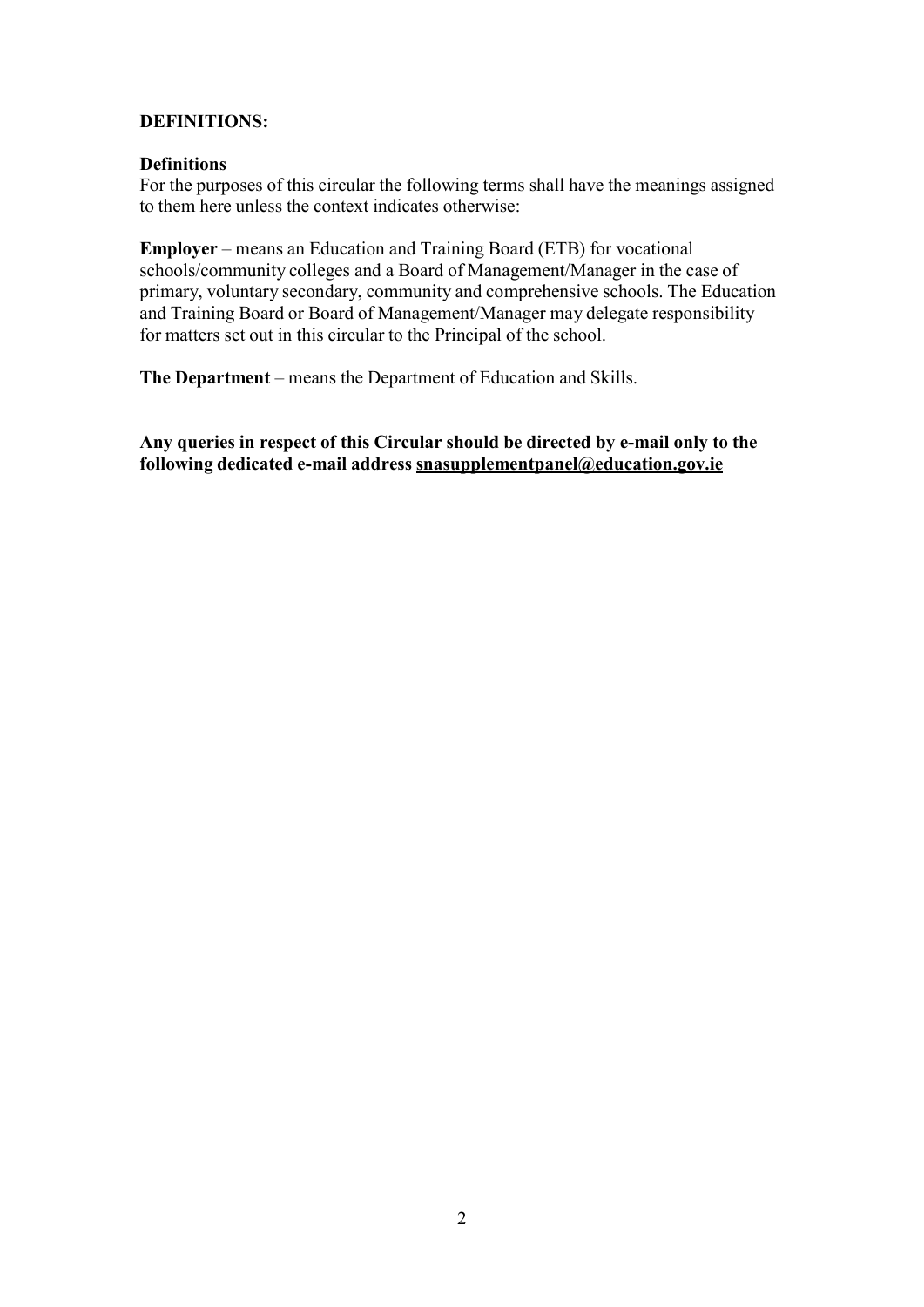## DEFINITIONS:

### Definitions

For the purposes of this circular the following terms shall have the meanings assigned to them here unless the context indicates otherwise:

**Employer** – means an Education and Training Board (ETB) for vocational schools/community colleges and a Board of Management/Manager in the case of primary, voluntary secondary, community and comprehensive schools. The Education and Training Board or Board of Management/Manager may delegate responsibility for matters set out in this circular to the Principal of the school.

**The Department** – means the Department of Education and Skills.

**Any queries in respect of this Circular should be directed by e-mail only to the following dedicated e-mail address snasupplementpanel@education.gov.ie**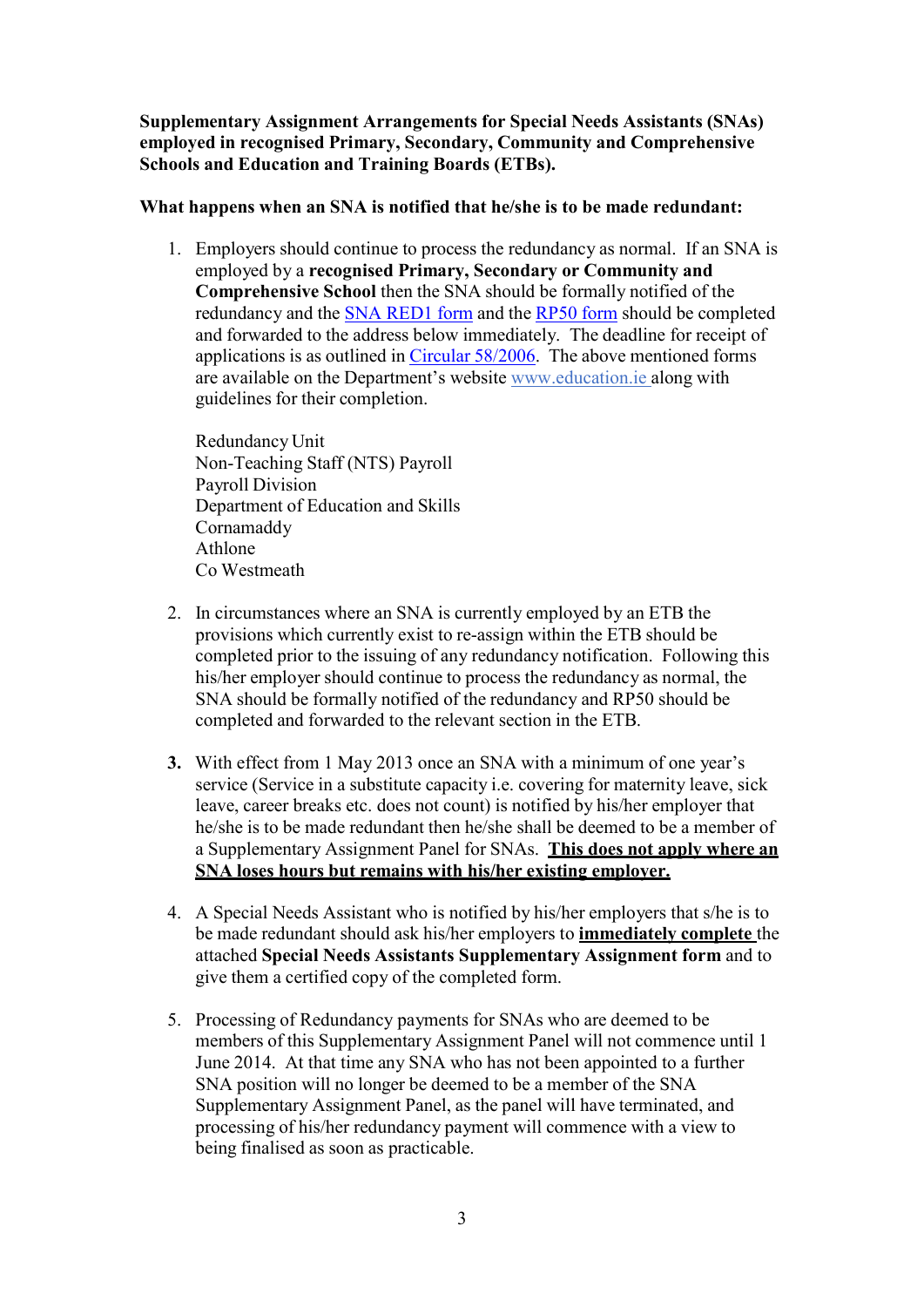**Supplementary Assignment Arrangements for Special Needs Assistants (SNAs) employed in recognised Primary, Secondary, Community and Comprehensive Schools and Education and Training Boards (ETBs).**

**What happens when an SNA is notified that he/she is to be made redundant:**

1. Employers should continue to process the redundancy as normal. If an SNA is employed by a **recognised Primary, Secondary or Community and Comprehensive School** then the SNA should be formally notified of the redundancy and the SNA RED1 form and the RP50 form should be completed and forwarded to the address below immediately. The deadline for receipt of applications is as outlined in Circular 58/2006. The above mentioned forms are available on the Department's website www.education.ie along with guidelines for their completion.

   Redundancy Unit
   Non-Teaching Staff (NTS) Payroll
   Payroll Division
   Department of Education and Skills
   Cornamaddy
   Athlone
   Co Westmeath

2. In circumstances where an SNA is currently employed by an ETB the provisions which currently exist to re-assign within the ETB should be completed prior to the issuing of any redundancy notification. Following this his/her employer should continue to process the redundancy as normal, the SNA should be formally notified of the redundancy and RP50 should be completed and forwarded to the relevant section in the ETB.

3. With effect from 1 May 2013 once an SNA with a minimum of one year's service (Service in a substitute capacity i.e. covering for maternity leave, sick leave, career breaks etc. does not count) is notified by his/her employer that he/she is to be made redundant then he/she shall be deemed to be a member of a Supplementary Assignment Panel for SNAs. **<u>This does not apply where an SNA loses hours but remains with his/her existing employer.</u>**

4. A Special Needs Assistant who is notified by his/her employers that s/he is to be made redundant should ask his/her employers to **<u>immediately complete</u>** the attached **Special Needs Assistants Supplementary Assignment form** and to give them a certified copy of the completed form.

5. Processing of Redundancy payments for SNAs who are deemed to be members of this Supplementary Assignment Panel will not commence until 1 June 2014. At that time any SNA who has not been appointed to a further SNA position will no longer be deemed to be a member of the SNA Supplementary Assignment Panel, as the panel will have terminated, and processing of his/her redundancy payment will commence with a view to being finalised as soon as practicable.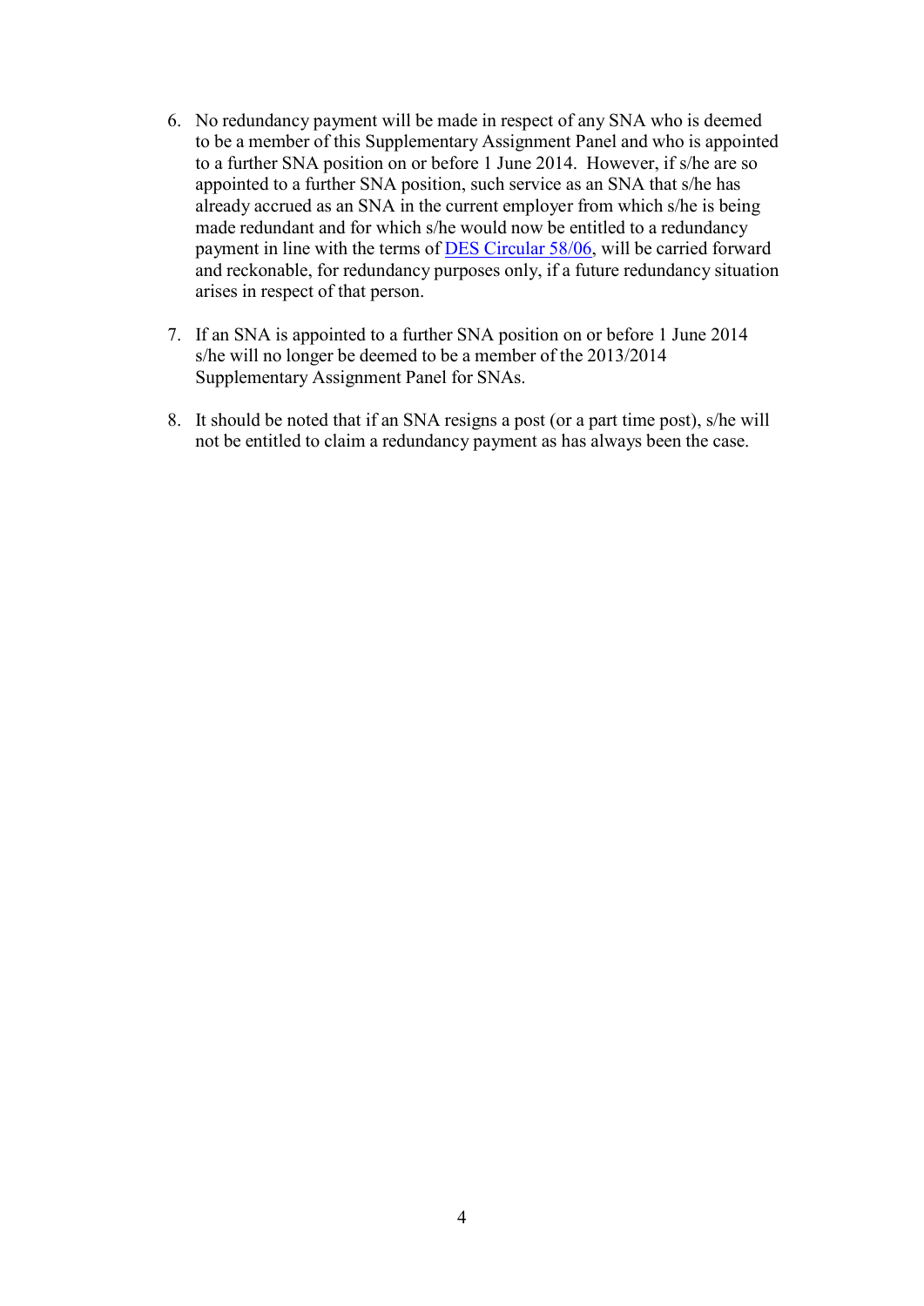6. No redundancy payment will be made in respect of any SNA who is deemed to be a member of this Supplementary Assignment Panel and who is appointed to a further SNA position on or before 1 June 2014. However, if s/he are so appointed to a further SNA position, such service as an SNA that s/he has already accrued as an SNA in the current employer from which s/he is being made redundant and for which s/he would now be entitled to a redundancy payment in line with the terms of DES Circular 58/06, will be carried forward and reckonable, for redundancy purposes only, if a future redundancy situation arises in respect of that person.

7. If an SNA is appointed to a further SNA position on or before 1 June 2014 s/he will no longer be deemed to be a member of the 2013/2014 Supplementary Assignment Panel for SNAs.

8. It should be noted that if an SNA resigns a post (or a part time post), s/he will not be entitled to claim a redundancy payment as has always been the case.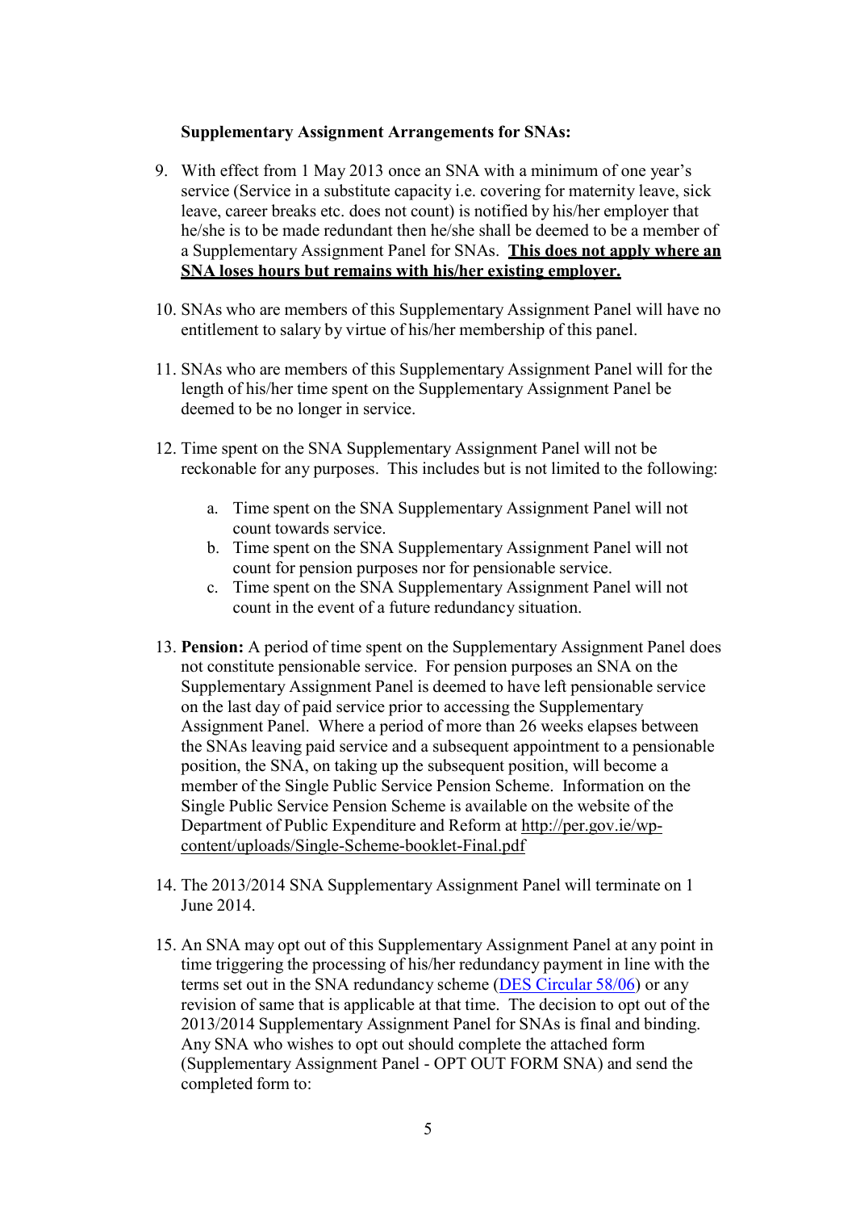**Supplementary Assignment Arrangements for SNAs:**

9. With effect from 1 May 2013 once an SNA with a minimum of one year's service (Service in a substitute capacity i.e. covering for maternity leave, sick leave, career breaks etc. does not count) is notified by his/her employer that he/she is to be made redundant then he/she shall be deemed to be a member of a Supplementary Assignment Panel for SNAs. **<u>This does not apply where an SNA loses hours but remains with his/her existing employer.</u>**

10. SNAs who are members of this Supplementary Assignment Panel will have no entitlement to salary by virtue of his/her membership of this panel.

11. SNAs who are members of this Supplementary Assignment Panel will for the length of his/her time spent on the Supplementary Assignment Panel be deemed to be no longer in service.

12. Time spent on the SNA Supplementary Assignment Panel will not be reckonable for any purposes. This includes but is not limited to the following:

    a. Time spent on the SNA Supplementary Assignment Panel will not count towards service.
    b. Time spent on the SNA Supplementary Assignment Panel will not count for pension purposes nor for pensionable service.
    c. Time spent on the SNA Supplementary Assignment Panel will not count in the event of a future redundancy situation.

13. **Pension:** A period of time spent on the Supplementary Assignment Panel does not constitute pensionable service. For pension purposes an SNA on the Supplementary Assignment Panel is deemed to have left pensionable service on the last day of paid service prior to accessing the Supplementary Assignment Panel. Where a period of more than 26 weeks elapses between the SNAs leaving paid service and a subsequent appointment to a pensionable position, the SNA, on taking up the subsequent position, will become a member of the Single Public Service Pension Scheme. Information on the Single Public Service Pension Scheme is available on the website of the Department of Public Expenditure and Reform at http://per.gov.ie/wp-content/uploads/Single-Scheme-booklet-Final.pdf

14. The 2013/2014 SNA Supplementary Assignment Panel will terminate on 1 June 2014.

15. An SNA may opt out of this Supplementary Assignment Panel at any point in time triggering the processing of his/her redundancy payment in line with the terms set out in the SNA redundancy scheme (DES Circular 58/06) or any revision of same that is applicable at that time. The decision to opt out of the 2013/2014 Supplementary Assignment Panel for SNAs is final and binding. Any SNA who wishes to opt out should complete the attached form (Supplementary Assignment Panel - OPT OUT FORM SNA) and send the completed form to: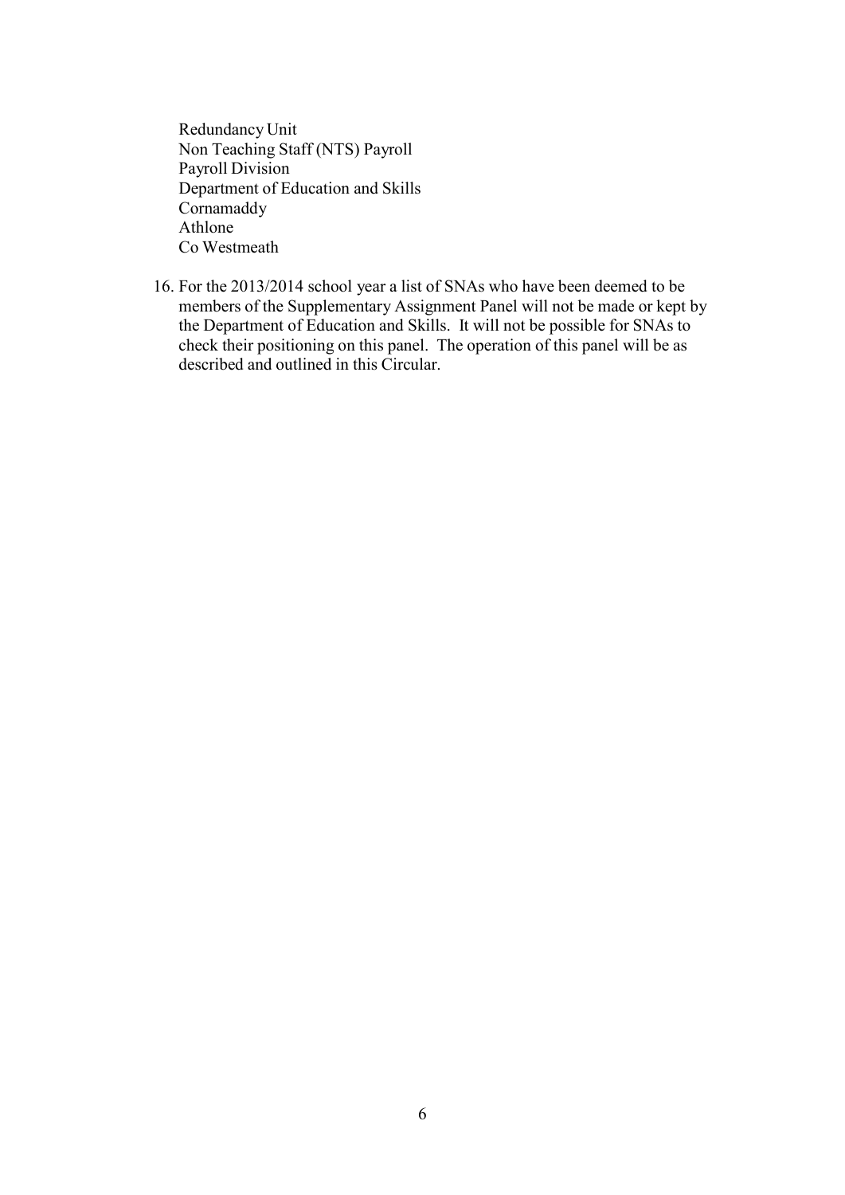Redundancy Unit
Non Teaching Staff (NTS) Payroll
Payroll Division
Department of Education and Skills
Cornamaddy
Athlone
Co Westmeath

16. For the 2013/2014 school year a list of SNAs who have been deemed to be members of the Supplementary Assignment Panel will not be made or kept by the Department of Education and Skills. It will not be possible for SNAs to check their positioning on this panel. The operation of this panel will be as described and outlined in this Circular.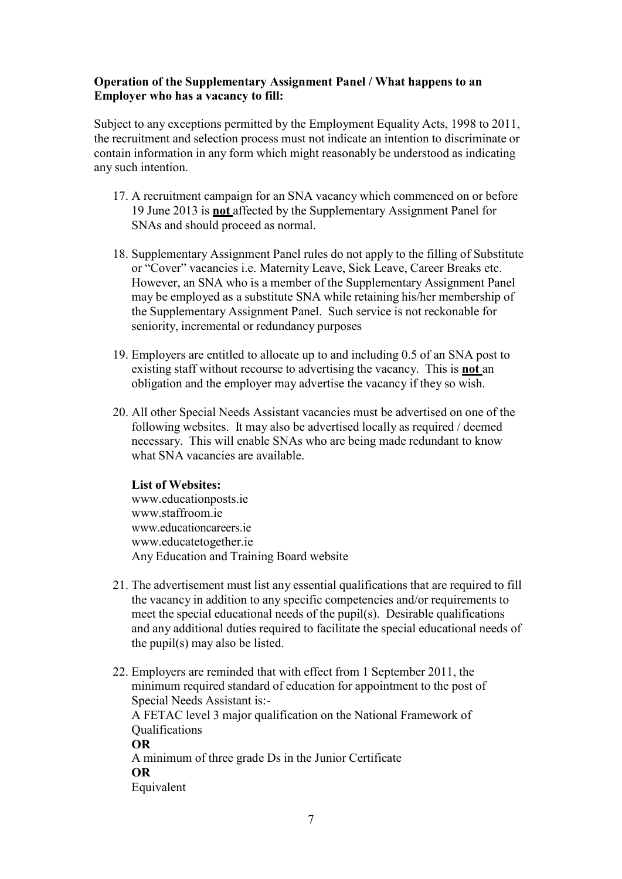**Operation of the Supplementary Assignment Panel / What happens to an Employer who has a vacancy to fill:**

Subject to any exceptions permitted by the Employment Equality Acts, 1998 to 2011, the recruitment and selection process must not indicate an intention to discriminate or contain information in any form which might reasonably be understood as indicating any such intention.

17. A recruitment campaign for an SNA vacancy which commenced on or before 19 June 2013 is **not** affected by the Supplementary Assignment Panel for SNAs and should proceed as normal.

18. Supplementary Assignment Panel rules do not apply to the filling of Substitute or "Cover" vacancies i.e. Maternity Leave, Sick Leave, Career Breaks etc. However, an SNA who is a member of the Supplementary Assignment Panel may be employed as a substitute SNA while retaining his/her membership of the Supplementary Assignment Panel. Such service is not reckonable for seniority, incremental or redundancy purposes

19. Employers are entitled to allocate up to and including 0.5 of an SNA post to existing staff without recourse to advertising the vacancy. This is **not** an obligation and the employer may advertise the vacancy if they so wish.

20. All other Special Needs Assistant vacancies must be advertised on one of the following websites. It may also be advertised locally as required / deemed necessary. This will enable SNAs who are being made redundant to know what SNA vacancies are available.

    **List of Websites:**
    www.educationposts.ie
    www.staffroom.ie
    www.educationcareers.ie
    www.educatetogether.ie
    Any Education and Training Board website

21. The advertisement must list any essential qualifications that are required to fill the vacancy in addition to any specific competencies and/or requirements to meet the special educational needs of the pupil(s). Desirable qualifications and any additional duties required to facilitate the special educational needs of the pupil(s) may also be listed.

22. Employers are reminded that with effect from 1 September 2011, the minimum required standard of education for appointment to the post of Special Needs Assistant is:-
    A FETAC level 3 major qualification on the National Framework of Qualifications
    **OR**
    A minimum of three grade Ds in the Junior Certificate
    **OR**
    Equivalent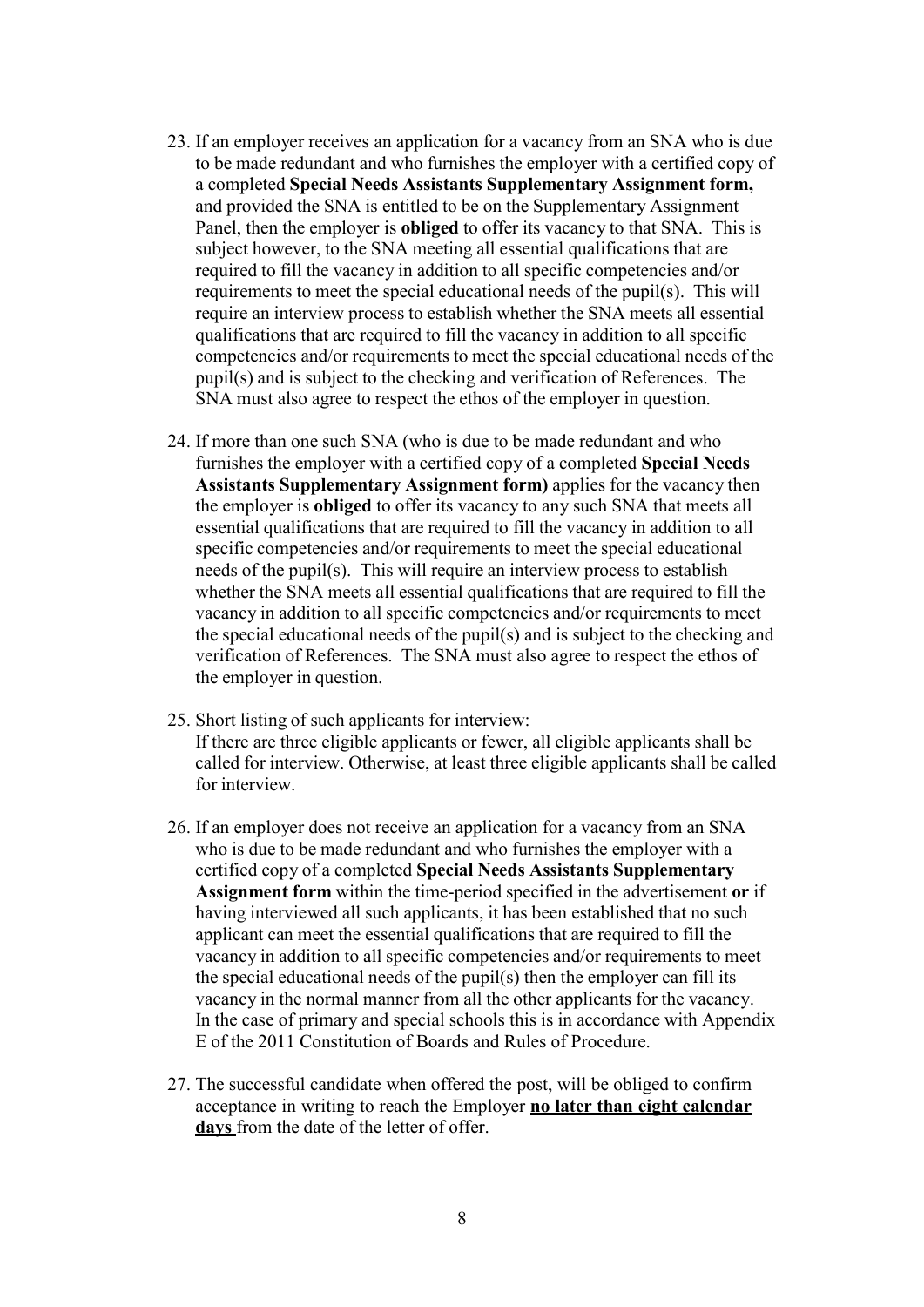23. If an employer receives an application for a vacancy from an SNA who is due to be made redundant and who furnishes the employer with a certified copy of a completed **Special Needs Assistants Supplementary Assignment form,** and provided the SNA is entitled to be on the Supplementary Assignment Panel, then the employer is **obliged** to offer its vacancy to that SNA. This is subject however, to the SNA meeting all essential qualifications that are required to fill the vacancy in addition to all specific competencies and/or requirements to meet the special educational needs of the pupil(s). This will require an interview process to establish whether the SNA meets all essential qualifications that are required to fill the vacancy in addition to all specific competencies and/or requirements to meet the special educational needs of the pupil(s) and is subject to the checking and verification of References. The SNA must also agree to respect the ethos of the employer in question.

24. If more than one such SNA (who is due to be made redundant and who furnishes the employer with a certified copy of a completed **Special Needs Assistants Supplementary Assignment form)** applies for the vacancy then the employer is **obliged** to offer its vacancy to any such SNA that meets all essential qualifications that are required to fill the vacancy in addition to all specific competencies and/or requirements to meet the special educational needs of the pupil(s). This will require an interview process to establish whether the SNA meets all essential qualifications that are required to fill the vacancy in addition to all specific competencies and/or requirements to meet the special educational needs of the pupil(s) and is subject to the checking and verification of References. The SNA must also agree to respect the ethos of the employer in question.

25. Short listing of such applicants for interview:
    If there are three eligible applicants or fewer, all eligible applicants shall be called for interview. Otherwise, at least three eligible applicants shall be called for interview.

26. If an employer does not receive an application for a vacancy from an SNA who is due to be made redundant and who furnishes the employer with a certified copy of a completed **Special Needs Assistants Supplementary Assignment form** within the time-period specified in the advertisement **or** if having interviewed all such applicants, it has been established that no such applicant can meet the essential qualifications that are required to fill the vacancy in addition to all specific competencies and/or requirements to meet the special educational needs of the pupil(s) then the employer can fill its vacancy in the normal manner from all the other applicants for the vacancy. In the case of primary and special schools this is in accordance with Appendix E of the 2011 Constitution of Boards and Rules of Procedure.

27. The successful candidate when offered the post, will be obliged to confirm acceptance in writing to reach the Employer **<u>no later than eight calendar days</u>** from the date of the letter of offer.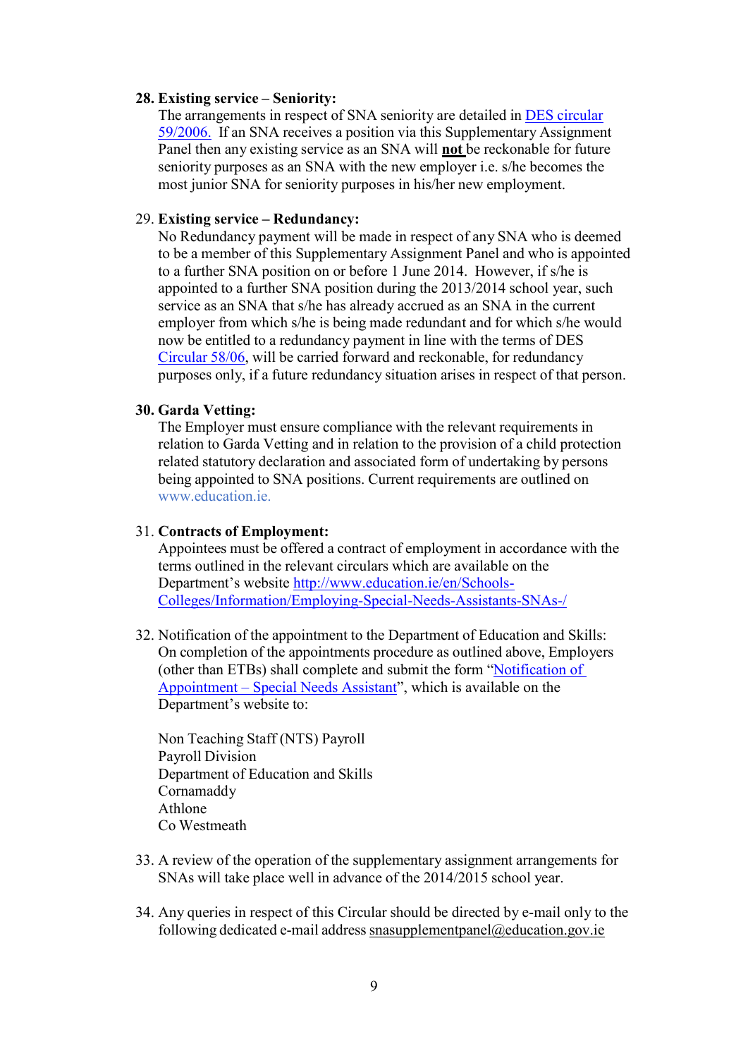28. **Existing service – Seniority:**
    The arrangements in respect of SNA seniority are detailed in DES circular 59/2006. If an SNA receives a position via this Supplementary Assignment Panel then any existing service as an SNA will **not** be reckonable for future seniority purposes as an SNA with the new employer i.e. s/he becomes the most junior SNA for seniority purposes in his/her new employment.

29. **Existing service – Redundancy:**
    No Redundancy payment will be made in respect of any SNA who is deemed to be a member of this Supplementary Assignment Panel and who is appointed to a further SNA position on or before 1 June 2014. However, if s/he is appointed to a further SNA position during the 2013/2014 school year, such service as an SNA that s/he has already accrued as an SNA in the current employer from which s/he is being made redundant and for which s/he would now be entitled to a redundancy payment in line with the terms of DES Circular 58/06, will be carried forward and reckonable, for redundancy purposes only, if a future redundancy situation arises in respect of that person.

30. **Garda Vetting:**
    The Employer must ensure compliance with the relevant requirements in relation to Garda Vetting and in relation to the provision of a child protection related statutory declaration and associated form of undertaking by persons being appointed to SNA positions. Current requirements are outlined on www.education.ie.

31. **Contracts of Employment:**
    Appointees must be offered a contract of employment in accordance with the terms outlined in the relevant circulars which are available on the Department's website http://www.education.ie/en/Schools-Colleges/Information/Employing-Special-Needs-Assistants-SNAs-/

32. Notification of the appointment to the Department of Education and Skills:
    On completion of the appointments procedure as outlined above, Employers (other than ETBs) shall complete and submit the form "Notification of Appointment – Special Needs Assistant", which is available on the Department's website to:

    Non Teaching Staff (NTS) Payroll
    Payroll Division
    Department of Education and Skills
    Cornamaddy
    Athlone
    Co Westmeath

33. A review of the operation of the supplementary assignment arrangements for SNAs will take place well in advance of the 2014/2015 school year.

34. Any queries in respect of this Circular should be directed by e-mail only to the following dedicated e-mail address snasupplementpanel@education.gov.ie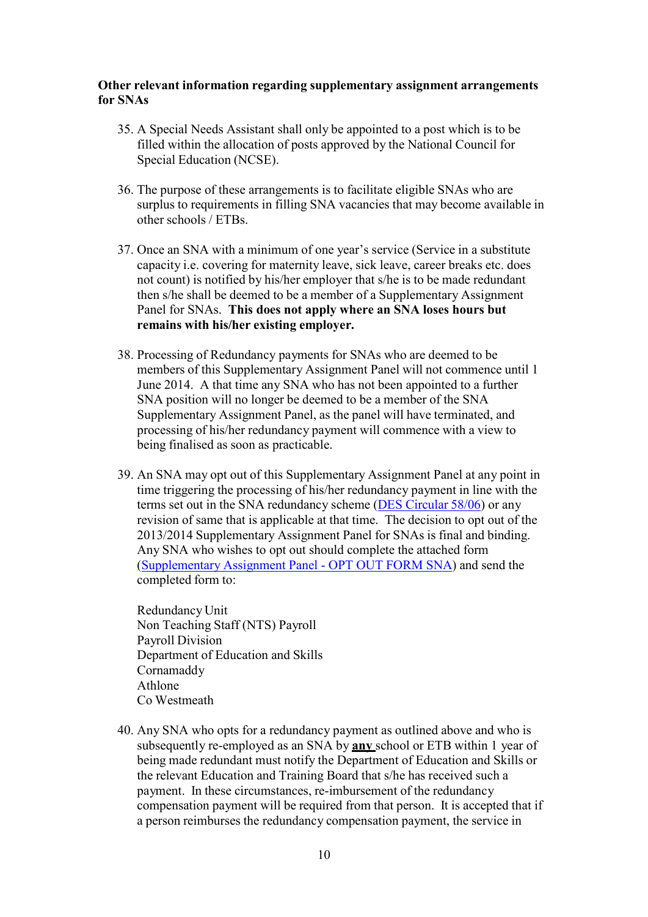**Other relevant information regarding supplementary assignment arrangements for SNAs**

35. A Special Needs Assistant shall only be appointed to a post which is to be filled within the allocation of posts approved by the National Council for Special Education (NCSE).

36. The purpose of these arrangements is to facilitate eligible SNAs who are surplus to requirements in filling SNA vacancies that may become available in other schools / ETBs.

37. Once an SNA with a minimum of one year's service (Service in a substitute capacity i.e. covering for maternity leave, sick leave, career breaks etc. does not count) is notified by his/her employer that s/he is to be made redundant then s/he shall be deemed to be a member of a Supplementary Assignment Panel for SNAs. **This does not apply where an SNA loses hours but remains with his/her existing employer.**

38. Processing of Redundancy payments for SNAs who are deemed to be members of this Supplementary Assignment Panel will not commence until 1 June 2014. A that time any SNA who has not been appointed to a further SNA position will no longer be deemed to be a member of the SNA Supplementary Assignment Panel, as the panel will have terminated, and processing of his/her redundancy payment will commence with a view to being finalised as soon as practicable.

39. An SNA may opt out of this Supplementary Assignment Panel at any point in time triggering the processing of his/her redundancy payment in line with the terms set out in the SNA redundancy scheme (DES Circular 58/06) or any revision of same that is applicable at that time. The decision to opt out of the 2013/2014 Supplementary Assignment Panel for SNAs is final and binding. Any SNA who wishes to opt out should complete the attached form (Supplementary Assignment Panel - OPT OUT FORM SNA) and send the completed form to:

    Redundancy Unit
    Non Teaching Staff (NTS) Payroll
    Payroll Division
    Department of Education and Skills
    Cornamaddy
    Athlone
    Co Westmeath

40. Any SNA who opts for a redundancy payment as outlined above and who is subsequently re-employed as an SNA by **any** school or ETB within 1 year of being made redundant must notify the Department of Education and Skills or the relevant Education and Training Board that s/he has received such a payment. In these circumstances, re-imbursement of the redundancy compensation payment will be required from that person. It is accepted that if a person reimburses the redundancy compensation payment, the service in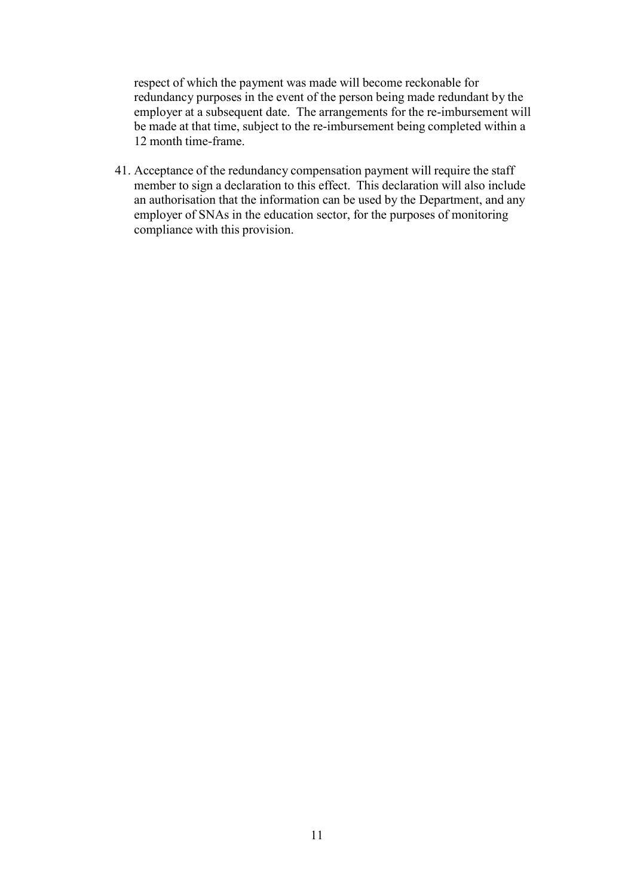respect of which the payment was made will become reckonable for redundancy purposes in the event of the person being made redundant by the employer at a subsequent date. The arrangements for the re-imbursement will be made at that time, subject to the re-imbursement being completed within a 12 month time-frame.

41. Acceptance of the redundancy compensation payment will require the staff member to sign a declaration to this effect. This declaration will also include an authorisation that the information can be used by the Department, and any employer of SNAs in the education sector, for the purposes of monitoring compliance with this provision.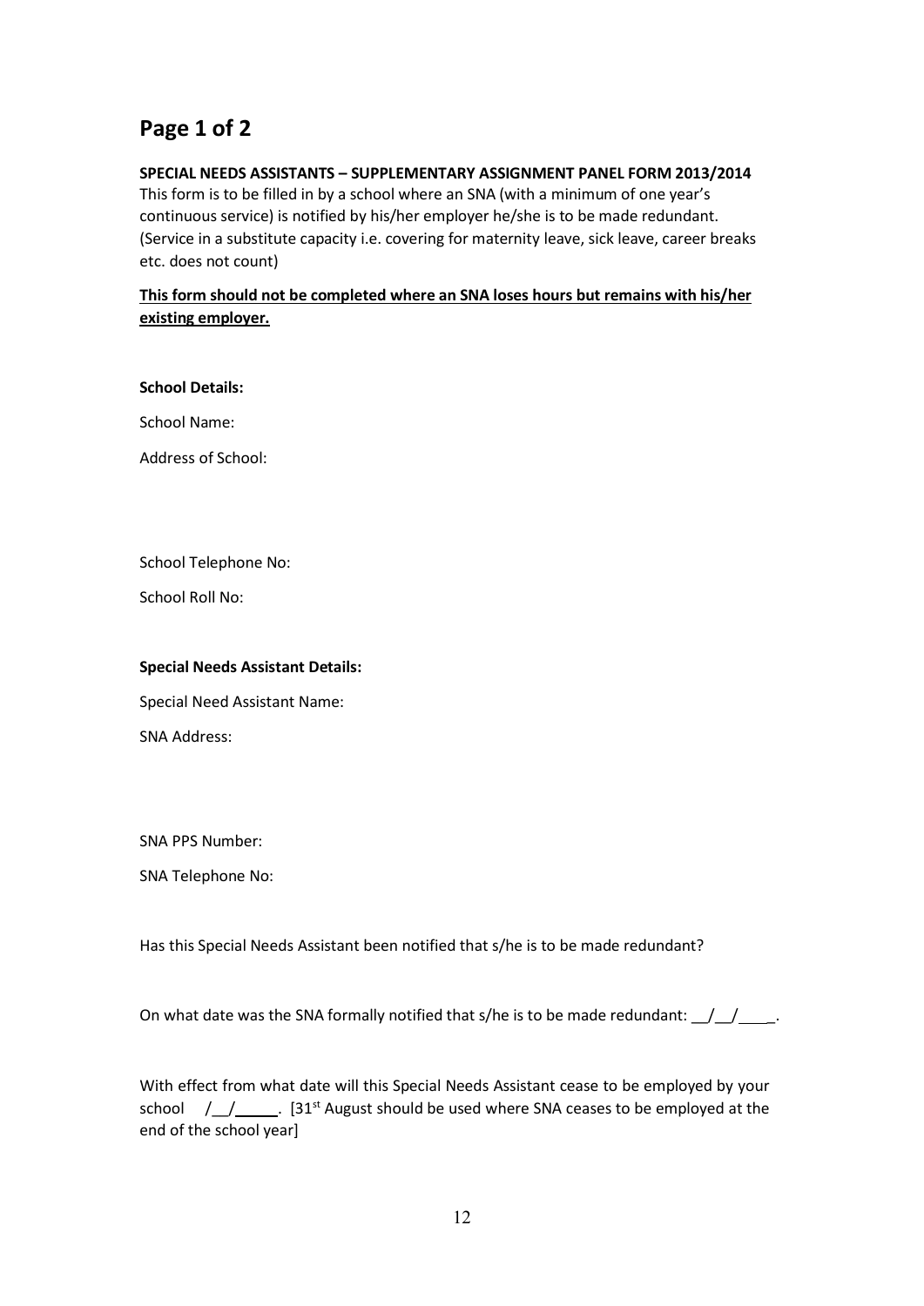# Page 1 of 2

**SPECIAL NEEDS ASSISTANTS – SUPPLEMENTARY ASSIGNMENT PANEL FORM 2013/2014**

This form is to be filled in by a school where an SNA (with a minimum of one year's continuous service) is notified by his/her employer he/she is to be made redundant. (Service in a substitute capacity i.e. covering for maternity leave, sick leave, career breaks etc. does not count)

**This form should not be completed where an SNA loses hours but remains with his/her existing employer.**

**School Details:**

School Name:

Address of School:

School Telephone No:

School Roll No:

**Special Needs Assistant Details:**

Special Need Assistant Name:

SNA Address:

SNA PPS Number:

SNA Telephone No:

Has this Special Needs Assistant been notified that s/he is to be made redundant?

On what date was the SNA formally notified that s/he is to be made redundant: __/__/____.

With effect from what date will this Special Needs Assistant cease to be employed by your school __/__/_____. [31st August should be used where SNA ceases to be employed at the end of the school year]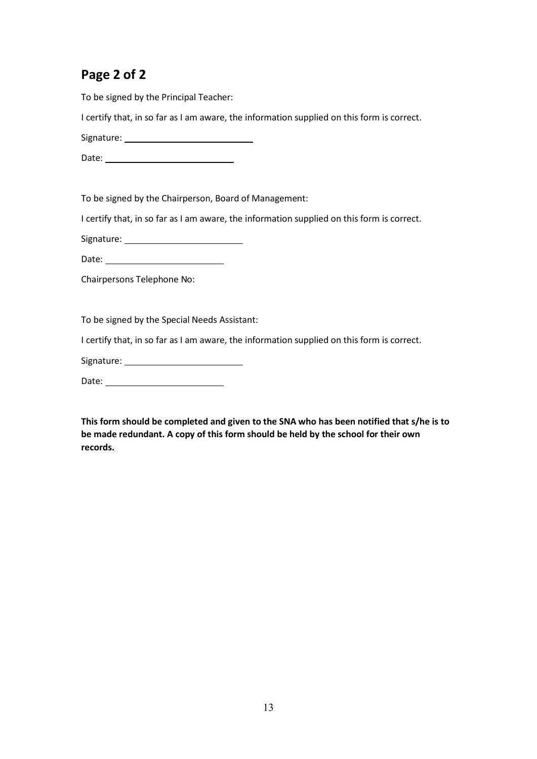## Page 2 of 2

To be signed by the Principal Teacher:

I certify that, in so far as I am aware, the information supplied on this form is correct.

Signature: ___________________________

Date: ___________________________

To be signed by the Chairperson, Board of Management:

I certify that, in so far as I am aware, the information supplied on this form is correct.

Signature: _________________________

Date: _________________________

Chairpersons Telephone No:

To be signed by the Special Needs Assistant:

I certify that, in so far as I am aware, the information supplied on this form is correct.

Signature: _________________________

Date: _________________________

**This form should be completed and given to the SNA who has been notified that s/he is to be made redundant. A copy of this form should be held by the school for their own records.**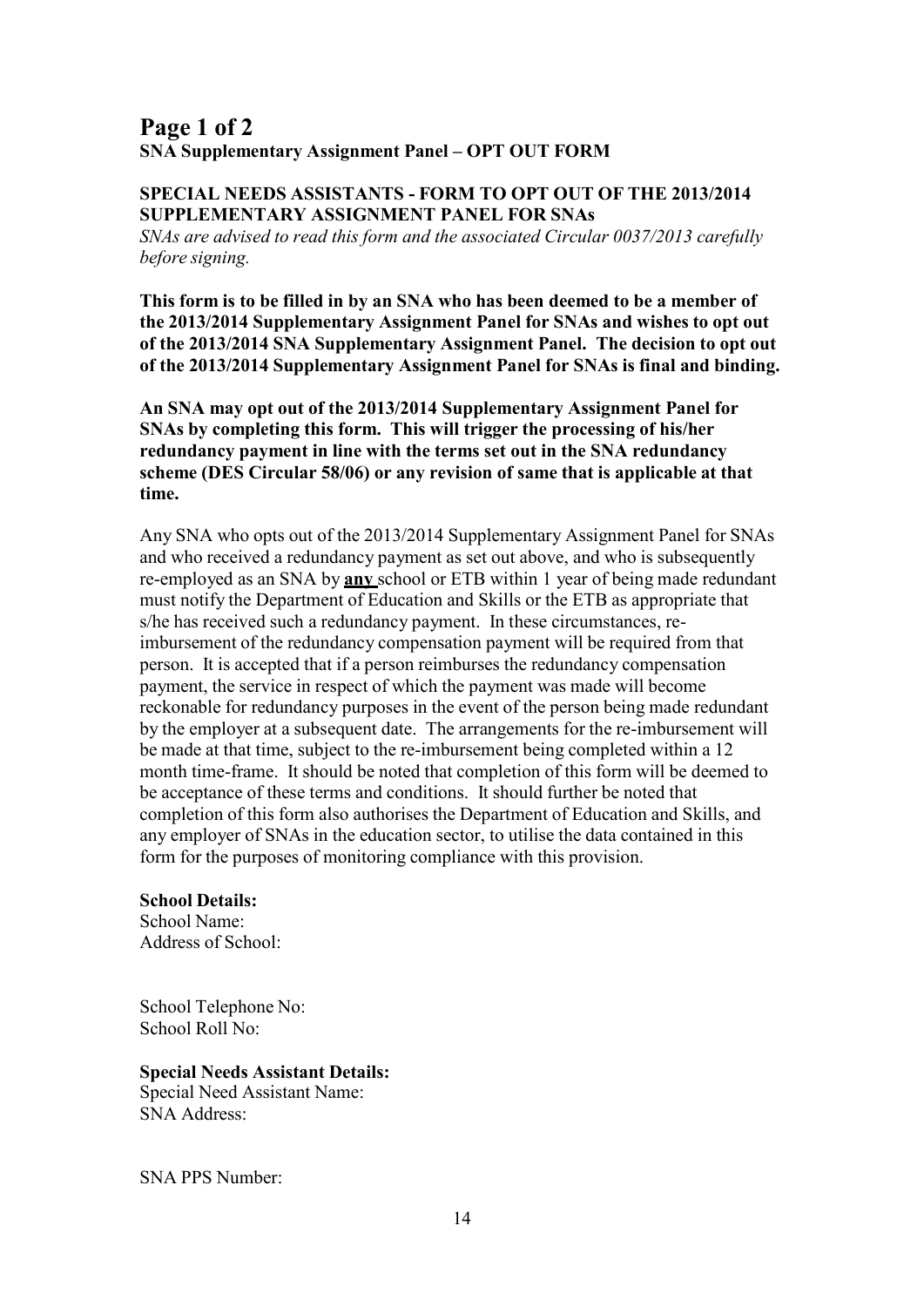## Page 1 of 2

**SNA Supplementary Assignment Panel – OPT OUT FORM**

**SPECIAL NEEDS ASSISTANTS - FORM TO OPT OUT OF THE 2013/2014 SUPPLEMENTARY ASSIGNMENT PANEL FOR SNAs**

*SNAs are advised to read this form and the associated Circular 0037/2013 carefully before signing.*

**This form is to be filled in by an SNA who has been deemed to be a member of the 2013/2014 Supplementary Assignment Panel for SNAs and wishes to opt out of the 2013/2014 SNA Supplementary Assignment Panel. The decision to opt out of the 2013/2014 Supplementary Assignment Panel for SNAs is final and binding.**

**An SNA may opt out of the 2013/2014 Supplementary Assignment Panel for SNAs by completing this form. This will trigger the processing of his/her redundancy payment in line with the terms set out in the SNA redundancy scheme (DES Circular 58/06) or any revision of same that is applicable at that time.**

Any SNA who opts out of the 2013/2014 Supplementary Assignment Panel for SNAs and who received a redundancy payment as set out above, and who is subsequently re-employed as an SNA by **any** school or ETB within 1 year of being made redundant must notify the Department of Education and Skills or the ETB as appropriate that s/he has received such a redundancy payment. In these circumstances, re-imbursement of the redundancy compensation payment will be required from that person. It is accepted that if a person reimburses the redundancy compensation payment, the service in respect of which the payment was made will become reckonable for redundancy purposes in the event of the person being made redundant by the employer at a subsequent date. The arrangements for the re-imbursement will be made at that time, subject to the re-imbursement being completed within a 12 month time-frame. It should be noted that completion of this form will be deemed to be acceptance of these terms and conditions. It should further be noted that completion of this form also authorises the Department of Education and Skills, and any employer of SNAs in the education sector, to utilise the data contained in this form for the purposes of monitoring compliance with this provision.

**School Details:**

School Name:

Address of School:

School Telephone No:

School Roll No:

**Special Needs Assistant Details:**

Special Need Assistant Name:

SNA Address:

SNA PPS Number: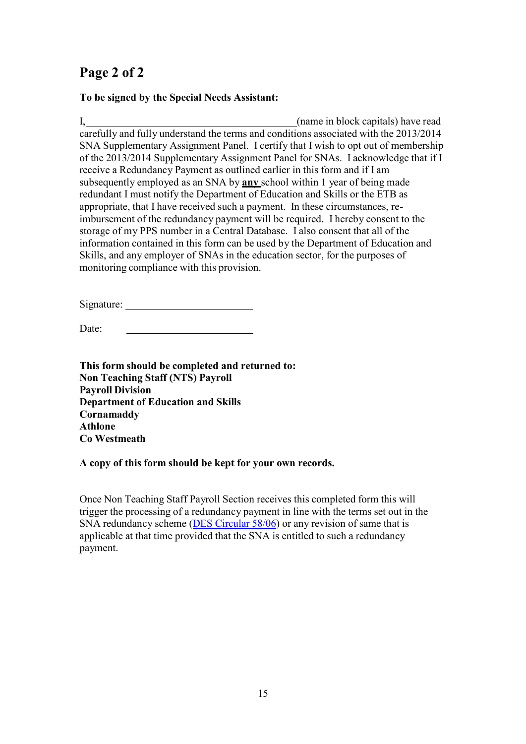# Page 2 of 2

**To be signed by the Special Needs Assistant:**

I, ________________________________________(name in block capitals) have read carefully and fully understand the terms and conditions associated with the 2013/2014 SNA Supplementary Assignment Panel. I certify that I wish to opt out of membership of the 2013/2014 Supplementary Assignment Panel for SNAs. I acknowledge that if I receive a Redundancy Payment as outlined earlier in this form and if I am subsequently employed as an SNA by **any** school within 1 year of being made redundant I must notify the Department of Education and Skills or the ETB as appropriate, that I have received such a payment. In these circumstances, re-imbursement of the redundancy payment will be required. I hereby consent to the storage of my PPS number in a Central Database. I also consent that all of the information contained in this form can be used by the Department of Education and Skills, and any employer of SNAs in the education sector, for the purposes of monitoring compliance with this provision.

Signature: ________________________

Date: ________________________

**This form should be completed and returned to:**
**Non Teaching Staff (NTS) Payroll**
**Payroll Division**
**Department of Education and Skills**
**Cornamaddy**
**Athlone**
**Co Westmeath**

**A copy of this form should be kept for your own records.**

Once Non Teaching Staff Payroll Section receives this completed form this will trigger the processing of a redundancy payment in line with the terms set out in the SNA redundancy scheme (DES Circular 58/06) or any revision of same that is applicable at that time provided that the SNA is entitled to such a redundancy payment.